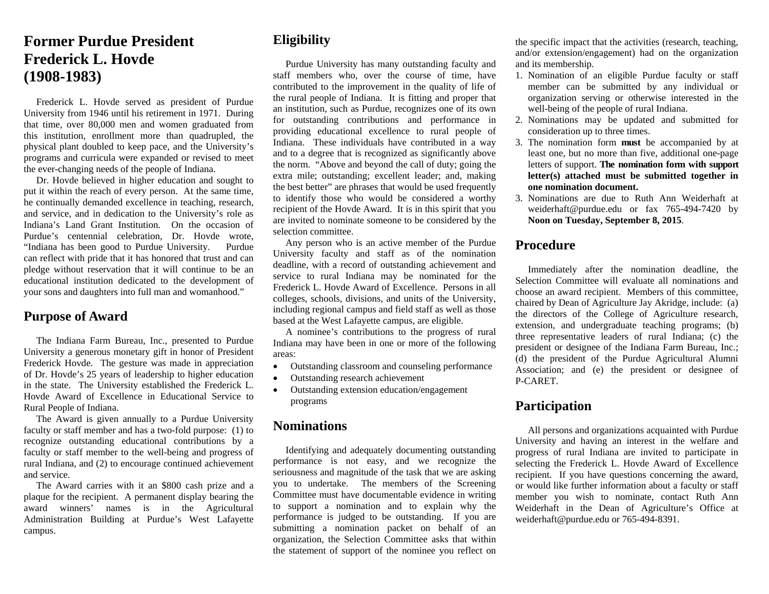# Former Purdue President Frederick L. Hovde (1908-1983)

Frederick L. Hovde served as president of Purdue University from 1946 until his retirement in 1971. During that time, over 80,000 men and women graduated from this institution, enrollment more than quadrupled, the physical plant doubled to keep pace, and the University's programs and curricula were expanded or revised to meet the ever-changing needs of the people of Indiana.

Dr. Hovde believed in higher education and sought to put it within the reach of every person. At the same time, he continually demanded excellence in teaching, research, and service, and in dedication to the University's role as Indiana's Land Grant Institution. On the occasion of Purdue's centennial celebration, Dr. Hovde wrote, "Indiana has been good to Purdue University. Purdue can reflect with pride that it has honored that trust and can pledge without reservation that it will continue to be an educational institution dedicated to the development of your sons and daughters into full man and womanhood."

## Purpose of Award

The Indiana Farm Bureau, Inc., presented to Purdue University a generous monetary gift in honor of President Frederick Hovde. The gesture was made in appreciation of Dr. Hovde's 25 years of leadership to higher education in the state. The University established the Frederick L. Hovde Award of Excellence in Educational Service to Rural People of Indiana.

The Award is given annually to a Purdue University faculty or staff member and has a two-fold purpose: (1) to recognize outstanding educational contributions by a faculty or staff member to the well-being and progress of rural Indiana, and (2) to encourage continued achievement and service.

The Award carries with it an $800 cash prize and a plaque for the recipient. A permanent display bearing the award winners' names is in the Agricultural Administration Building at Purdue's West Lafayette campus.

## Eligibility

Purdue University has many outstanding faculty and staff members who, over the course of time, have contributed to the improvement in the quality of life of the rural people of Indiana. It is fitting and proper that an institution, such as Purdue, recognizes one of its own for outstanding contributions and performance in providing educational excellence to rural people of Indiana. These individuals have contributed in a way and to a degree that is recognized as significantly above the norm. "Above and beyond the call of duty; going the extra mile; outstanding; excellent leader; and, making the best better" are phrases that would be used frequently to identify those who would be considered a worthy recipient of the Hovde Award. It is in this spirit that you are invited to nominate someone to be considered by the selection committee.

Any person who is an active member of the Purdue University faculty and staff as of the nomination deadline, with a record of outstanding achievement and service to rural Indiana may be nominated for the Frederick L. Hovde Award of Excellence. Persons in all colleges, schools, divisions, and units of the University, including regional campus and field staff as well as those based at the West Lafayette campus, are eligible.

A nominee's contributions to the progress of rural Indiana may have been in one or more of the following areas:

- Outstanding classroom and counseling performance
- Outstanding research achievement
- Outstanding extension education/engagement programs

## Nominations

Identifying and adequately documenting outstanding performance is not easy, and we recognize the seriousness and magnitude of the task that we are asking you to undertake. The members of the Screening Committee must have documentable evidence in writing to support a nomination and to explain why the performance is judged to be outstanding. If you are submitting a nomination packet on behalf of an organization, the Selection Committee asks that within the statement of support of the nominee you reflect on the specific impact that the activities (research, teaching, and/or extension/engagement) had on the organization and its membership.

1. Nomination of an eligible Purdue faculty or staff member can be submitted by any individual or organization serving or otherwise interested in the well-being of the people of rural Indiana.
2. Nominations may be updated and submitted for consideration up to three times.
3. The nomination form **must** be accompanied by at least one, but no more than five, additional one-page letters of support. **The nomination form with support letter(s) attached must be submitted together in one nomination document.**
3. Nominations are due to Ruth Ann Weiderhaft at weiderhaft@purdue.edu or fax 765-494-7420 by **Noon on Tuesday, September 8, 2015**.

## Procedure

Immediately after the nomination deadline, the Selection Committee will evaluate all nominations and choose an award recipient. Members of this committee, chaired by Dean of Agriculture Jay Akridge, include: (a) the directors of the College of Agriculture research, extension, and undergraduate teaching programs; (b) three representative leaders of rural Indiana; (c) the president or designee of the Indiana Farm Bureau, Inc.; (d) the president of the Purdue Agricultural Alumni Association; and (e) the president or designee of P-CARET.

## Participation

All persons and organizations acquainted with Purdue University and having an interest in the welfare and progress of rural Indiana are invited to participate in selecting the Frederick L. Hovde Award of Excellence recipient. If you have questions concerning the award, or would like further information about a faculty or staff member you wish to nominate, contact Ruth Ann Weiderhaft in the Dean of Agriculture's Office at weiderhaft@purdue.edu or 765-494-8391.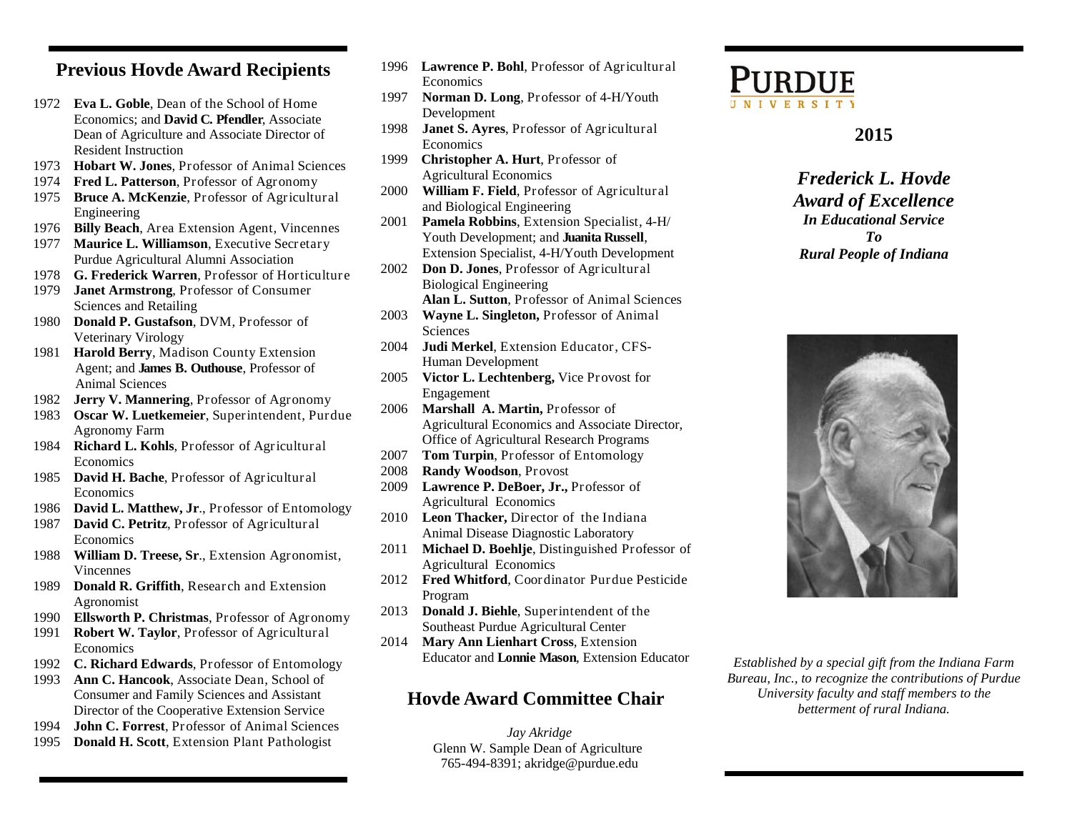## Previous Hovde Award Recipients

1972 **Eva L. Goble**, Dean of the School of Home Economics; and **David C. Pfendler**, Associate Dean of Agriculture and Associate Director of Resident Instruction
1973 **Hobart W. Jones**, Professor of Animal Sciences
1974 **Fred L. Patterson**, Professor of Agronomy
1975 **Bruce A. McKenzie**, Professor of Agricultural Engineering
1976 **Billy Beach**, Area Extension Agent, Vincennes
1977 **Maurice L. Williamson**, Executive Secretary Purdue Agricultural Alumni Association
1978 **G. Frederick Warren**, Professor of Horticulture
1979 **Janet Armstrong**, Professor of Consumer Sciences and Retailing
1980 **Donald P. Gustafson**, DVM, Professor of Veterinary Virology
1981 **Harold Berry**, Madison County Extension Agent; and **James B. Outhouse**, Professor of Animal Sciences
1982 **Jerry V. Mannering**, Professor of Agronomy
1983 **Oscar W. Luetkemeier**, Superintendent, Purdue Agronomy Farm
1984 **Richard L. Kohls**, Professor of Agricultural Economics
1985 **David H. Bache**, Professor of Agricultural Economics
1986 **David L. Matthew, Jr**., Professor of Entomology
1987 **David C. Petritz**, Professor of Agricultural Economics
1988 **William D. Treese, Sr**., Extension Agronomist, Vincennes
1989 **Donald R. Griffith**, Research and Extension Agronomist
1990 **Ellsworth P. Christmas**, Professor of Agronomy
1991 **Robert W. Taylor**, Professor of Agricultural Economics
1992 **C. Richard Edwards**, Professor of Entomology
1993 **Ann C. Hancook**, Associate Dean, School of Consumer and Family Sciences and Assistant Director of the Cooperative Extension Service
1994 **John C. Forrest**, Professor of Animal Sciences
1995 **Donald H. Scott**, Extension Plant Pathologist
1996 **Lawrence P. Bohl**, Professor of Agricultural Economics
1997 **Norman D. Long**, Professor of 4-H/Youth Development
1998 **Janet S. Ayres**, Professor of Agricultural Economics
1999 **Christopher A. Hurt**, Professor of Agricultural Economics
2000 **William F. Field**, Professor of Agricultural and Biological Engineering
2001 **Pamela Robbins**, Extension Specialist, 4-H/ Youth Development; and **Juanita Russell**, Extension Specialist, 4-H/Youth Development
2002 **Don D. Jones**, Professor of Agricultural Biological Engineering
**Alan L. Sutton**, Professor of Animal Sciences
2003 **Wayne L. Singleton,** Professor of Animal Sciences
2004 **Judi Merkel**, Extension Educator, CFS-Human Development
2005 **Victor L. Lechtenberg,** Vice Provost for Engagement
2006 **Marshall A. Martin,** Professor of Agricultural Economics and Associate Director, Office of Agricultural Research Programs
2007 **Tom Turpin**, Professor of Entomology
2008 **Randy Woodson**, Provost
2009 **Lawrence P. DeBoer, Jr.,** Professor of Agricultural Economics
2010 **Leon Thacker,** Director of the Indiana Animal Disease Diagnostic Laboratory
2011 **Michael D. Boehlje**, Distinguished Professor of Agricultural Economics
2012 **Fred Whitford**, Coordinator Purdue Pesticide Program
2013 **Donald J. Biehle**, Superintendent of the Southeast Purdue Agricultural Center
2014 **Mary Ann Lienhart Cross**, Extension Educator and **Lonnie Mason**, Extension Educator

## Hovde Award Committee Chair

*Jay Akridge*
Glenn W. Sample Dean of Agriculture
765-494-8391; akridge@purdue.edu

PURDUE
UNIVERSITY

## 2015

***Frederick L. Hovde***
***Award of Excellence***
***In Educational Service***
***To***
***Rural People of Indiana***

*Established by a special gift from the Indiana Farm Bureau, Inc., to recognize the contributions of Purdue University faculty and staff members to the betterment of rural Indiana.*